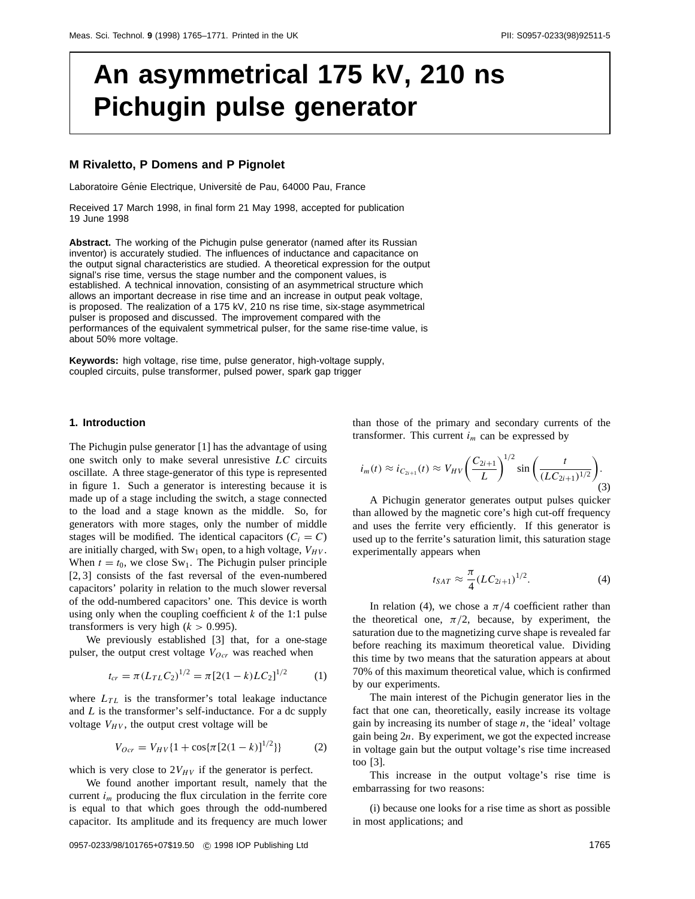# An asymmetrical 175 kV, 210 ns Pichugin pulse generator

**M Rivaletto, P Domens and P Pignolet**

Laboratoire Génie Electrique, Université de Pau, 64000 Pau, France

Received 17 March 1998, in final form 21 May 1998, accepted for publication 19 June 1998

**Abstract.** The working of the Pichugin pulse generator (named after its Russian inventor) is accurately studied. The influences of inductance and capacitance on the output signal characteristics are studied. A theoretical expression for the output signal's rise time, versus the stage number and the component values, is established. A technical innovation, consisting of an asymmetrical structure which allows an important decrease in rise time and an increase in output peak voltage, is proposed. The realization of a 175 kV, 210 ns rise time, six-stage asymmetrical pulser is proposed and discussed. The improvement compared with the performances of the equivalent symmetrical pulser, for the same rise-time value, is about 50% more voltage.

**Keywords:** high voltage, rise time, pulse generator, high-voltage supply, coupled circuits, pulse transformer, pulsed power, spark gap trigger

## 1. Introduction

The Pichugin pulse generator [1] has the advantage of using one switch only to make several unresistive $LC$ circuits oscillate. A three stage-generator of this type is represented in figure 1. Such a generator is interesting because it is made up of a stage including the switch, a stage connected to the load and a stage known as the middle. So, for generators with more stages, only the number of middle stages will be modified. The identical capacitors ($C_i = C$) are initially charged, with $Sw_1$ open, to a high voltage, $V_{HV}$. When $t = t_0$, we close $Sw_1$. The Pichugin pulser principle [2, 3] consists of the fast reversal of the even-numbered capacitors' polarity in relation to the much slower reversal of the odd-numbered capacitors' one. This device is worth using only when the coupling coefficient $k$ of the 1:1 pulse transformers is very high ($k > 0.995$).

We previously established [3] that, for a one-stage pulser, the output crest voltage $V_{Ocr}$ was reached when

$$t_{cr} = \pi(L_{TL}C_2)^{1/2} = \pi[2(1-k)LC_2]^{1/2} \tag{1}$$

where $L_{TL}$ is the transformer's total leakage inductance and $L$ is the transformer's self-inductance. For a dc supply voltage $V_{HV}$, the output crest voltage will be

$$V_{Ocr} = V_{HV}\{1 + \cos\{\pi[2(1-k)]^{1/2}\}\} \tag{2}$$

which is very close to $2V_{HV}$ if the generator is perfect.

We found another important result, namely that the current $i_m$ producing the flux circulation in the ferrite core is equal to that which goes through the odd-numbered capacitor. Its amplitude and its frequency are much lower than those of the primary and secondary currents of the transformer. This current $i_m$ can be expressed by

$$i_m(t) \approx i_{C_{2i+1}}(t) \approx V_{HV}\left(\frac{C_{2i+1}}{L}\right)^{1/2}\sin\left(\frac{t}{(LC_{2i+1})^{1/2}}\right). \tag{3}$$

A Pichugin generator generates output pulses quicker than allowed by the magnetic core's high cut-off frequency and uses the ferrite very efficiently. If this generator is used up to the ferrite's saturation limit, this saturation stage experimentally appears when

$$t_{SAT} \approx \frac{\pi}{4}(LC_{2i+1})^{1/2}. \tag{4}$$

In relation (4), we chose a $\pi/4$ coefficient rather than the theoretical one, $\pi/2$, because, by experiment, the saturation due to the magnetizing curve shape is revealed far before reaching its maximum theoretical value. Dividing this time by two means that the saturation appears at about 70% of this maximum theoretical value, which is confirmed by our experiments.

The main interest of the Pichugin generator lies in the fact that one can, theoretically, easily increase its voltage gain by increasing its number of stage $n$, the 'ideal' voltage gain being $2n$. By experiment, we got the expected increase in voltage gain but the output voltage's rise time increased too [3].

This increase in the output voltage's rise time is embarrassing for two reasons:

(i) because one looks for a rise time as short as possible in most applications; and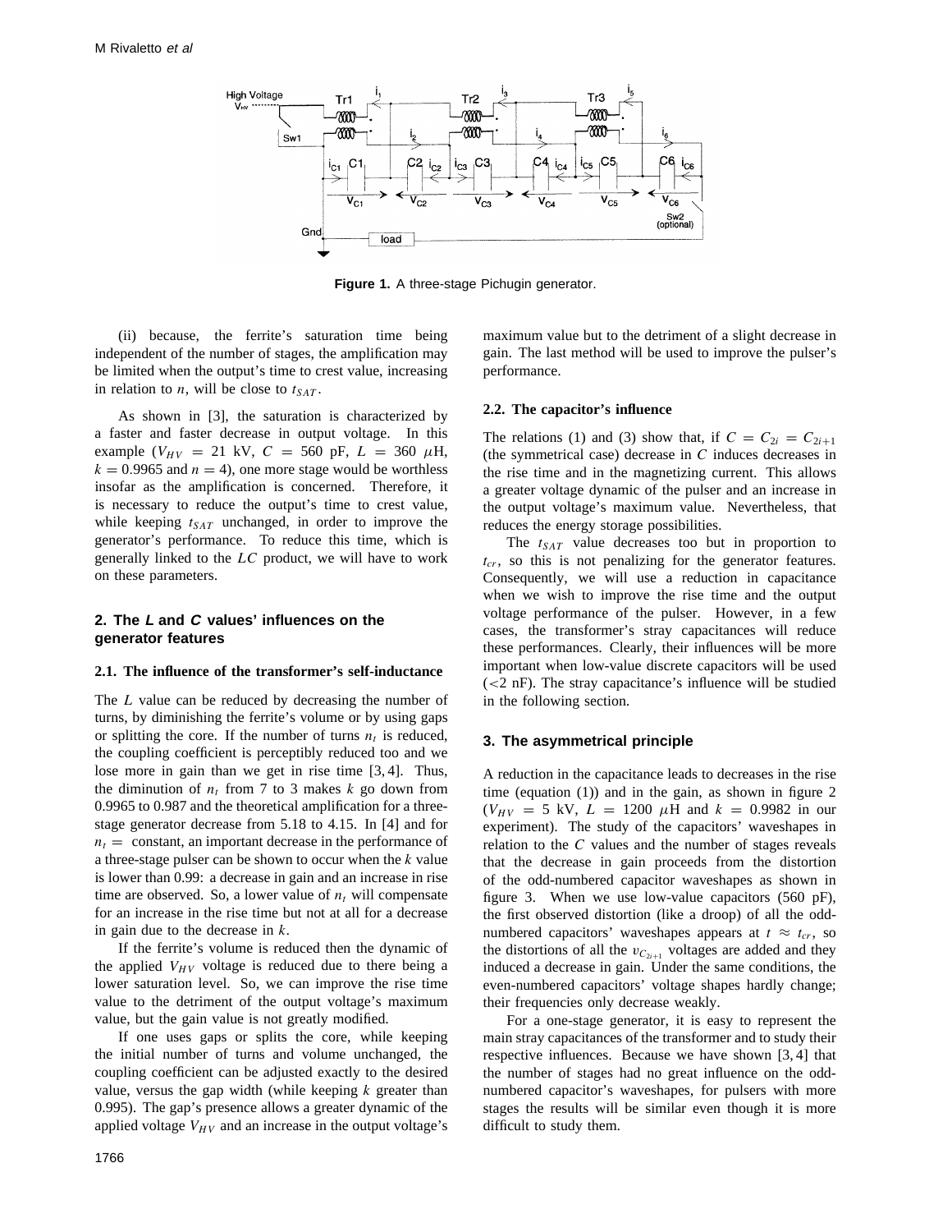Figure 1. A three-stage Pichugin generator.

(ii) because, the ferrite's saturation time being independent of the number of stages, the amplification may be limited when the output's time to crest value, increasing in relation to $n$, will be close to $t_{SAT}$.

As shown in [3], the saturation is characterized by a faster and faster decrease in output voltage. In this example ($V_{HV} = 21$ kV, $C = 560$ pF, $L = 360$ $\mu$H, $k = 0.9965$ and $n = 4$), one more stage would be worthless insofar as the amplification is concerned. Therefore, it is necessary to reduce the output's time to crest value, while keeping $t_{SAT}$ unchanged, in order to improve the generator's performance. To reduce this time, which is generally linked to the $LC$ product, we will have to work on these parameters.

## 2. The *L* and *C* values' influences on the generator features

### 2.1. The influence of the transformer's self-inductance

The $L$ value can be reduced by decreasing the number of turns, by diminishing the ferrite's volume or by using gaps or splitting the core. If the number of turns $n_t$ is reduced, the coupling coefficient is perceptibly reduced too and we lose more in gain than we get in rise time [3,4]. Thus, the diminution of $n_t$ from 7 to 3 makes $k$ go down from 0.9965 to 0.987 and the theoretical amplification for a three-stage generator decrease from 5.18 to 4.15. In [4] and for $n_t =$ constant, an important decrease in the performance of a three-stage pulser can be shown to occur when the $k$ value is lower than 0.99: a decrease in gain and an increase in rise time are observed. So, a lower value of $n_t$ will compensate for an increase in the rise time but not at all for a decrease in gain due to the decrease in $k$.

If the ferrite's volume is reduced then the dynamic of the applied $V_{HV}$ voltage is reduced due to there being a lower saturation level. So, we can improve the rise time value to the detriment of the output voltage's maximum value, but the gain value is not greatly modified.

If one uses gaps or splits the core, while keeping the initial number of turns and volume unchanged, the coupling coefficient can be adjusted exactly to the desired value, versus the gap width (while keeping $k$ greater than 0.995). The gap's presence allows a greater dynamic of the applied voltage $V_{HV}$ and an increase in the output voltage's maximum value but to the detriment of a slight decrease in gain. The last method will be used to improve the pulser's performance.

### 2.2. The capacitor's influence

The relations (1) and (3) show that, if $C = C_{2i} = C_{2i+1}$ (the symmetrical case) decrease in $C$ induces decreases in the rise time and in the magnetizing current. This allows a greater voltage dynamic of the pulser and an increase in the output voltage's maximum value. Nevertheless, that reduces the energy storage possibilities.

The $t_{SAT}$ value decreases too but in proportion to $t_{cr}$, so this is not penalizing for the generator features. Consequently, we will use a reduction in capacitance when we wish to improve the rise time and the output voltage performance of the pulser. However, in a few cases, the transformer's stray capacitances will reduce these performances. Clearly, their influences will be more important when low-value discrete capacitors will be used (<2 nF). The stray capacitance's influence will be studied in the following section.

## 3. The asymmetrical principle

A reduction in the capacitance leads to decreases in the rise time (equation (1)) and in the gain, as shown in figure 2 ($V_{HV} = 5$ kV, $L = 1200$ $\mu$H and $k = 0.9982$ in our experiment). The study of the capacitors' waveshapes in relation to the $C$ values and the number of stages reveals that the decrease in gain proceeds from the distortion of the odd-numbered capacitor waveshapes as shown in figure 3. When we use low-value capacitors (560 pF), the first observed distortion (like a droop) of all the odd-numbered capacitors' waveshapes appears at $t \approx t_{cr}$, so the distortions of all the $v_{C_{2i+1}}$ voltages are added and they induced a decrease in gain. Under the same conditions, the even-numbered capacitors' voltage shapes hardly change; their frequencies only decrease weakly.

For a one-stage generator, it is easy to represent the main stray capacitances of the transformer and to study their respective influences. Because we have shown [3,4] that the number of stages had no great influence on the odd-numbered capacitor's waveshapes, for pulsers with more stages the results will be similar even though it is more difficult to study them.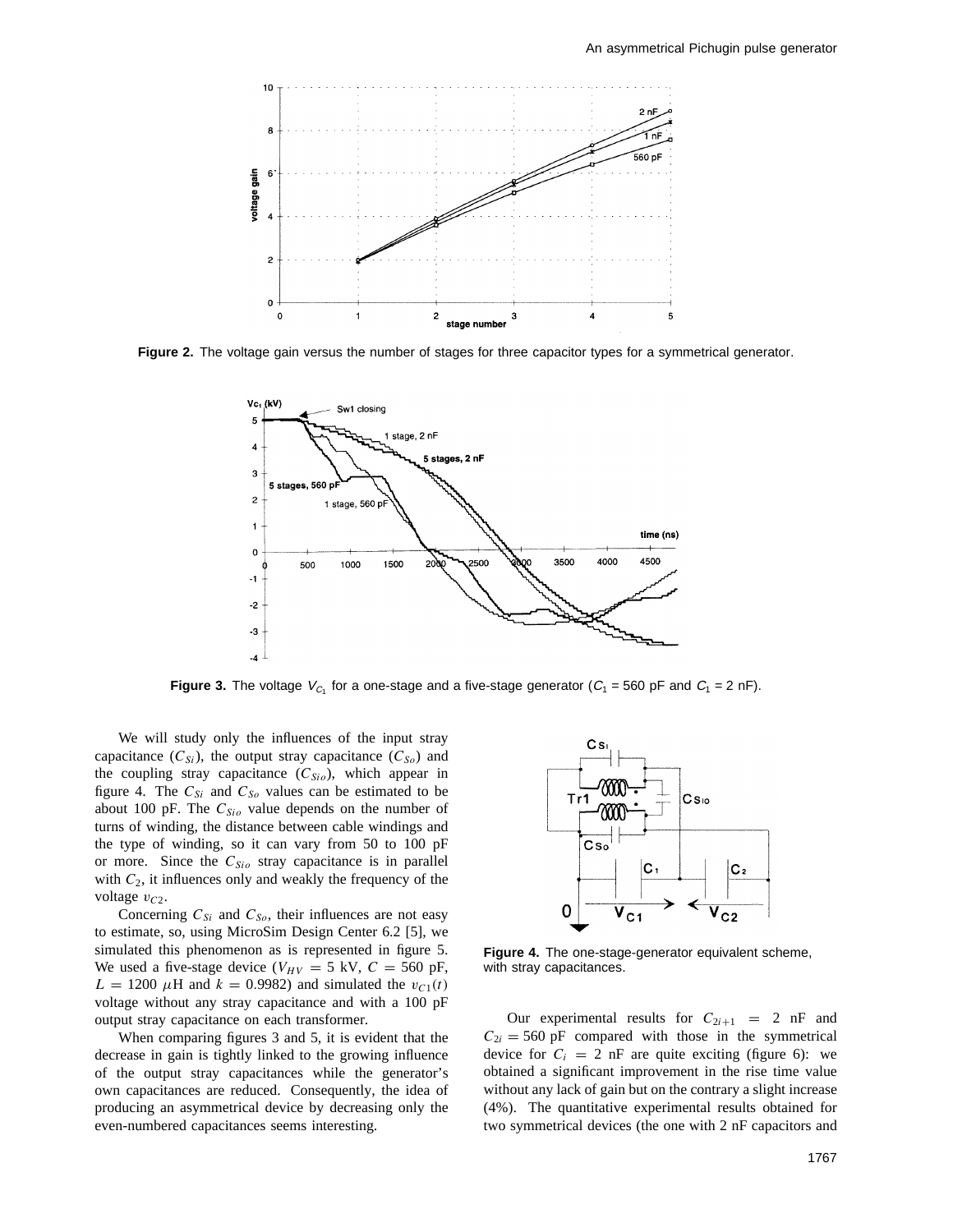Figure 2. The voltage gain versus the number of stages for three capacitor types for a symmetrical generator.

Figure 3. The voltage $V_{C_1}$ for a one-stage and a five-stage generator ($C_1$ = 560 pF and $C_1$ = 2 nF).

We will study only the influences of the input stray capacitance ($C_{Si}$), the output stray capacitance ($C_{So}$) and the coupling stray capacitance ($C_{Sio}$), which appear in figure 4. The $C_{Si}$ and $C_{So}$ values can be estimated to be about 100 pF. The $C_{Sio}$ value depends on the number of turns of winding, the distance between cable windings and the type of winding, so it can vary from 50 to 100 pF or more. Since the $C_{Sio}$ stray capacitance is in parallel with $C_2$, it influences only and weakly the frequency of the voltage $v_{C2}$.

Concerning $C_{Si}$ and $C_{So}$, their influences are not easy to estimate, so, using MicroSim Design Center 6.2 [5], we simulated this phenomenon as is represented in figure 5. We used a five-stage device ($V_{HV} = 5$ kV, $C = 560$ pF, $L = 1200$ $\mu$H and $k = 0.9982$) and simulated the $v_{C1}(t)$ voltage without any stray capacitance and with a 100 pF output stray capacitance on each transformer.

When comparing figures 3 and 5, it is evident that the decrease in gain is tightly linked to the growing influence of the output stray capacitances while the generator's own capacitances are reduced. Consequently, the idea of producing an asymmetrical device by decreasing only the even-numbered capacitances seems interesting.

Figure 4. The one-stage-generator equivalent scheme, with stray capacitances.

Our experimental results for $C_{2i+1} = 2$ nF and $C_{2i} = 560$ pF compared with those in the symmetrical device for $C_i = 2$ nF are quite exciting (figure 6): we obtained a significant improvement in the rise time value without any lack of gain but on the contrary a slight increase (4%). The quantitative experimental results obtained for two symmetrical devices (the one with 2 nF capacitors and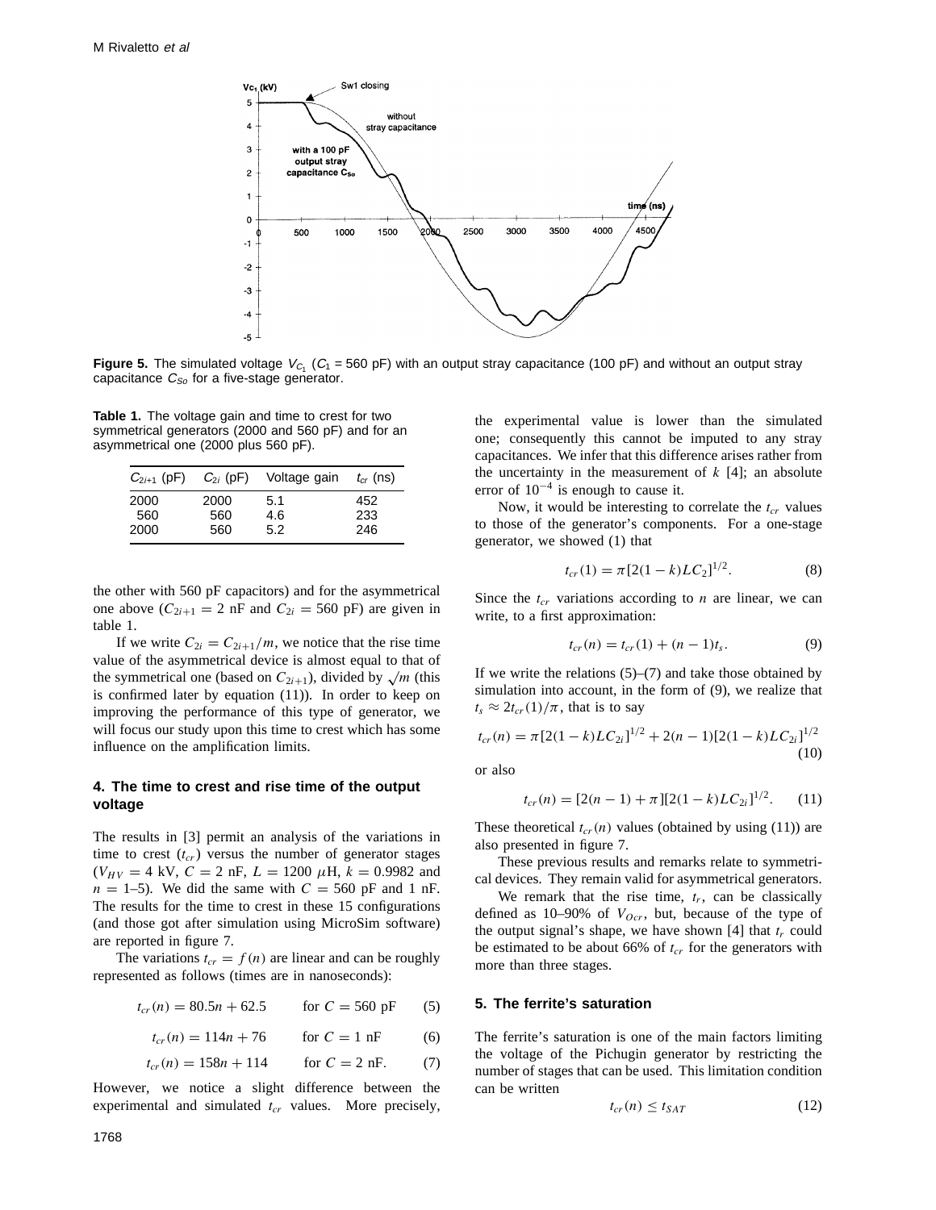Figure 5. The simulated voltage $V_{C_1}$ ($C_1$ = 560 pF) with an output stray capacitance (100 pF) and without an output stray capacitance $C_{So}$ for a five-stage generator.

**Table 1.** The voltage gain and time to crest for two symmetrical generators (2000 and 560 pF) and for an asymmetrical one (2000 plus 560 pF).

| $C_{2i+1}$ (pF) | $C_{2i}$ (pF) | Voltage gain | $t_{cr}$ (ns) |
|---|---|---|---|
| 2000 | 2000 | 5.1 | 452 |
| 560 | 560 | 4.6 | 233 |
| 2000 | 560 | 5.2 | 246 |

the other with 560 pF capacitors) and for the asymmetrical one above ($C_{2i+1}$ = 2 nF and $C_{2i}$ = 560 pF) are given in table 1.

If we write $C_{2i} = C_{2i+1}/m$, we notice that the rise time value of the asymmetrical device is almost equal to that of the symmetrical one (based on $C_{2i+1}$), divided by $\sqrt{m}$ (this is confirmed later by equation (11)). In order to keep on improving the performance of this type of generator, we will focus our study upon this time to crest which has some influence on the amplification limits.

## 4. The time to crest and rise time of the output voltage

The results in [3] permit an analysis of the variations in time to crest ($t_{cr}$) versus the number of generator stages ($V_{HV}$ = 4 kV, $C$ = 2 nF, $L$ = 1200 $\mu$H, $k$ = 0.9982 and $n$ = 1–5). We did the same with $C$ = 560 pF and 1 nF. The results for the time to crest in these 15 configurations (and those got after simulation using MicroSim software) are reported in figure 7.

The variations $t_{cr} = f(n)$ are linear and can be roughly represented as follows (times are in nanoseconds):

$$t_{cr}(n) = 80.5n + 62.5 \qquad \text{for } C = 560 \text{ pF} \tag{5}$$

$$t_{cr}(n) = 114n + 76 \qquad \text{for } C = 1 \text{ nF} \tag{6}$$

$$t_{cr}(n) = 158n + 114 \qquad \text{for } C = 2 \text{ nF}. \tag{7}$$

However, we notice a slight difference between the experimental and simulated $t_{cr}$ values. More precisely, the experimental value is lower than the simulated one; consequently this cannot be imputed to any stray capacitances. We infer that this difference arises rather from the uncertainty in the measurement of $k$ [4]; an absolute error of $10^{-4}$ is enough to cause it.

Now, it would be interesting to correlate the $t_{cr}$ values to those of the generator's components. For a one-stage generator, we showed (1) that

$$t_{cr}(1) = \pi[2(1-k)LC_2]^{1/2}. \tag{8}$$

Since the $t_{cr}$ variations according to $n$ are linear, we can write, to a first approximation:

$$t_{cr}(n) = t_{cr}(1) + (n-1)t_s. \tag{9}$$

If we write the relations (5)–(7) and take those obtained by simulation into account, in the form of (9), we realize that $t_s \approx 2t_{cr}(1)/\pi$, that is to say

$$t_{cr}(n) = \pi[2(1-k)LC_{2i}]^{1/2} + 2(n-1)[2(1-k)LC_{2i}]^{1/2} \tag{10}$$

or also

$$t_{cr}(n) = [2(n-1) + \pi][2(1-k)LC_{2i}]^{1/2}. \tag{11}$$

These theoretical $t_{cr}(n)$ values (obtained by using (11)) are also presented in figure 7.

These previous results and remarks relate to symmetrical devices. They remain valid for asymmetrical generators.

We remark that the rise time, $t_r$, can be classically defined as 10–90% of $V_{Ocr}$, but, because of the type of the output signal's shape, we have shown [4] that $t_r$ could be estimated to be about 66% of $t_{cr}$ for the generators with more than three stages.

## 5. The ferrite's saturation

The ferrite's saturation is one of the main factors limiting the voltage of the Pichugin generator by restricting the number of stages that can be used. This limitation condition can be written

$$t_{cr}(n) \leq t_{SAT} \tag{12}$$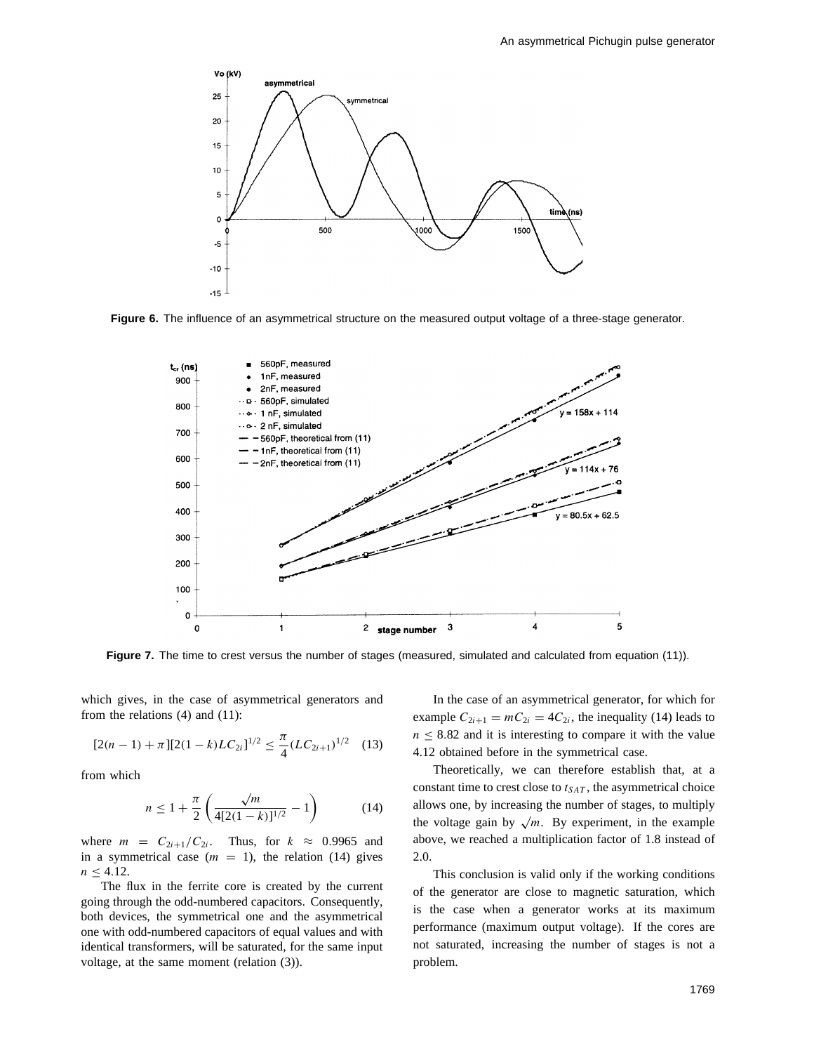Figure 6. The influence of an asymmetrical structure on the measured output voltage of a three-stage generator.

Figure 7. The time to crest versus the number of stages (measured, simulated and calculated from equation (11)).

which gives, in the case of asymmetrical generators and from the relations (4) and (11):

$$[2(n-1)+\pi][2(1-k)LC_{2i}]^{1/2} \leq \frac{\pi}{4}(LC_{2i+1})^{1/2} \quad (13)$$

from which

$$n \leq 1 + \frac{\pi}{2}\left(\frac{\sqrt{m}}{4[2(1-k)]^{1/2}} - 1\right) \quad (14)$$

where $m = C_{2i+1}/C_{2i}$. Thus, for $k \approx 0.9965$ and in a symmetrical case ($m = 1$), the relation (14) gives $n \leq 4.12$.

The flux in the ferrite core is created by the current going through the odd-numbered capacitors. Consequently, both devices, the symmetrical one and the asymmetrical one with odd-numbered capacitors of equal values and with identical transformers, will be saturated, for the same input voltage, at the same moment (relation (3)).

In the case of an asymmetrical generator, for which for example $C_{2i+1} = mC_{2i} = 4C_{2i}$, the inequality (14) leads to $n \leq 8.82$ and it is interesting to compare it with the value 4.12 obtained before in the symmetrical case.

Theoretically, we can therefore establish that, at a constant time to crest close to $t_{SAT}$, the asymmetrical choice allows one, by increasing the number of stages, to multiply the voltage gain by $\sqrt{m}$. By experiment, in the example above, we reached a multiplication factor of 1.8 instead of 2.0.

This conclusion is valid only if the working conditions of the generator are close to magnetic saturation, which is the case when a generator works at its maximum performance (maximum output voltage). If the cores are not saturated, increasing the number of stages is not a problem.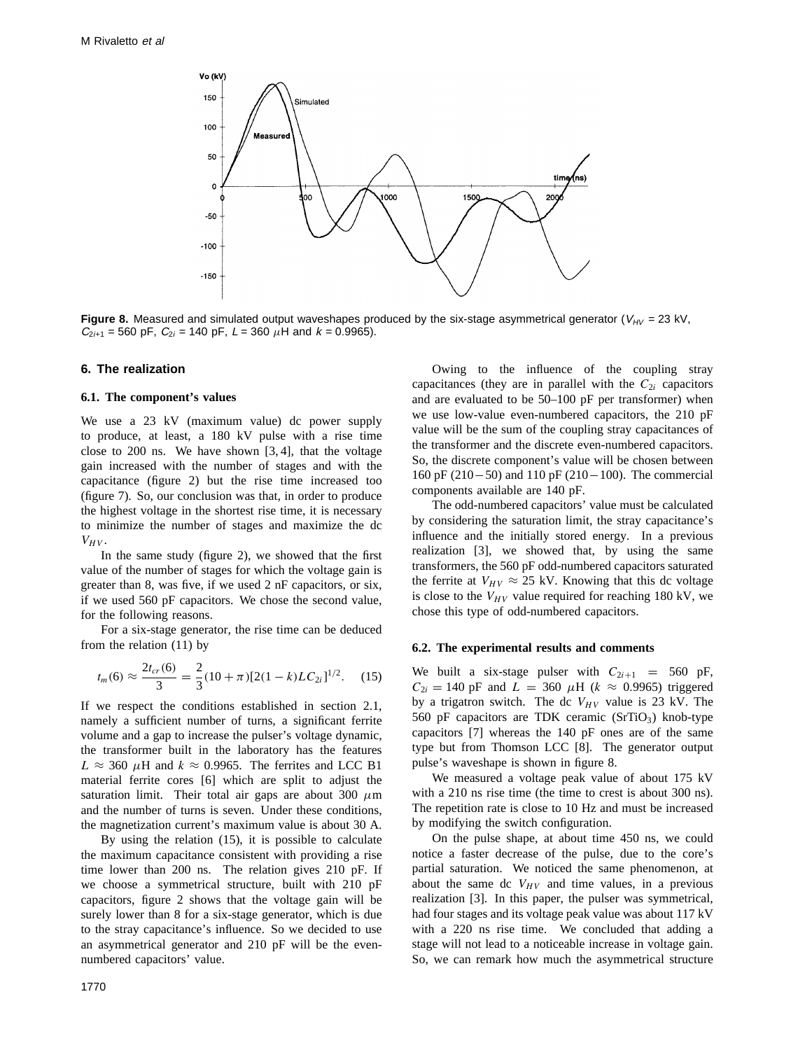**Figure 8.** Measured and simulated output waveshapes produced by the six-stage asymmetrical generator ($V_{HV}$ = 23 kV, $C_{2i+1}$ = 560 pF, $C_{2i}$ = 140 pF, $L$ = 360 $\mu$H and $k$ = 0.9965).

## 6. The realization

### 6.1. The component's values

We use a 23 kV (maximum value) dc power supply to produce, at least, a 180 kV pulse with a rise time close to 200 ns. We have shown [3, 4], that the voltage gain increased with the number of stages and with the capacitance (figure 2) but the rise time increased too (figure 7). So, our conclusion was that, in order to produce the highest voltage in the shortest rise time, it is necessary to minimize the number of stages and maximize the dc $V_{HV}$.

In the same study (figure 2), we showed that the first value of the number of stages for which the voltage gain is greater than 8, was five, if we used 2 nF capacitors, or six, if we used 560 pF capacitors. We chose the second value, for the following reasons.

For a six-stage generator, the rise time can be deduced from the relation (11) by

$$t_m(6) \approx \frac{2t_{cr}(6)}{3} = \frac{2}{3}(10+\pi)[2(1-k)LC_{2i}]^{1/2}. \quad (15)$$

If we respect the conditions established in section 2.1, namely a sufficient number of turns, a significant ferrite volume and a gap to increase the pulser's voltage dynamic, the transformer built in the laboratory has the features $L \approx 360$ $\mu$H and $k \approx 0.9965$. The ferrites and LCC B1 material ferrite cores [6] which are split to adjust the saturation limit. Their total air gaps are about 300 $\mu$m and the number of turns is seven. Under these conditions, the magnetization current's maximum value is about 30 A.

By using the relation (15), it is possible to calculate the maximum capacitance consistent with providing a rise time lower than 200 ns. The relation gives 210 pF. If we choose a symmetrical structure, built with 210 pF capacitors, figure 2 shows that the voltage gain will be surely lower than 8 for a six-stage generator, which is due to the stray capacitance's influence. So we decided to use an asymmetrical generator and 210 pF will be the even-numbered capacitors' value.

Owing to the influence of the coupling stray capacitances (they are in parallel with the $C_{2i}$ capacitors and are evaluated to be 50–100 pF per transformer) when we use low-value even-numbered capacitors, the 210 pF value will be the sum of the coupling stray capacitances of the transformer and the discrete even-numbered capacitors. So, the discrete component's value will be chosen between 160 pF ($210-50$) and 110 pF ($210-100$). The commercial components available are 140 pF.

The odd-numbered capacitors' value must be calculated by considering the saturation limit, the stray capacitance's influence and the initially stored energy. In a previous realization [3], we showed that, by using the same transformers, the 560 pF odd-numbered capacitors saturated the ferrite at $V_{HV} \approx 25$ kV. Knowing that this dc voltage is close to the $V_{HV}$ value required for reaching 180 kV, we chose this type of odd-numbered capacitors.

### 6.2. The experimental results and comments

We built a six-stage pulser with $C_{2i+1}$ = 560 pF, $C_{2i}$ = 140 pF and $L$ = 360 $\mu$H ($k \approx 0.9965$) triggered by a trigatron switch. The dc $V_{HV}$ value is 23 kV. The 560 pF capacitors are TDK ceramic ($SrTiO_3$) knob-type capacitors [7] whereas the 140 pF ones are of the same type but from Thomson LCC [8]. The generator output pulse's waveshape is shown in figure 8.

We measured a voltage peak value of about 175 kV with a 210 ns rise time (the time to crest is about 300 ns). The repetition rate is close to 10 Hz and must be increased by modifying the switch configuration.

On the pulse shape, at about time 450 ns, we could notice a faster decrease of the pulse, due to the core's partial saturation. We noticed the same phenomenon, at about the same dc $V_{HV}$ and time values, in a previous realization [3]. In this paper, the pulser was symmetrical, had four stages and its voltage peak value was about 117 kV with a 220 ns rise time. We concluded that adding a stage will not lead to a noticeable increase in voltage gain. So, we can remark how much the asymmetrical structure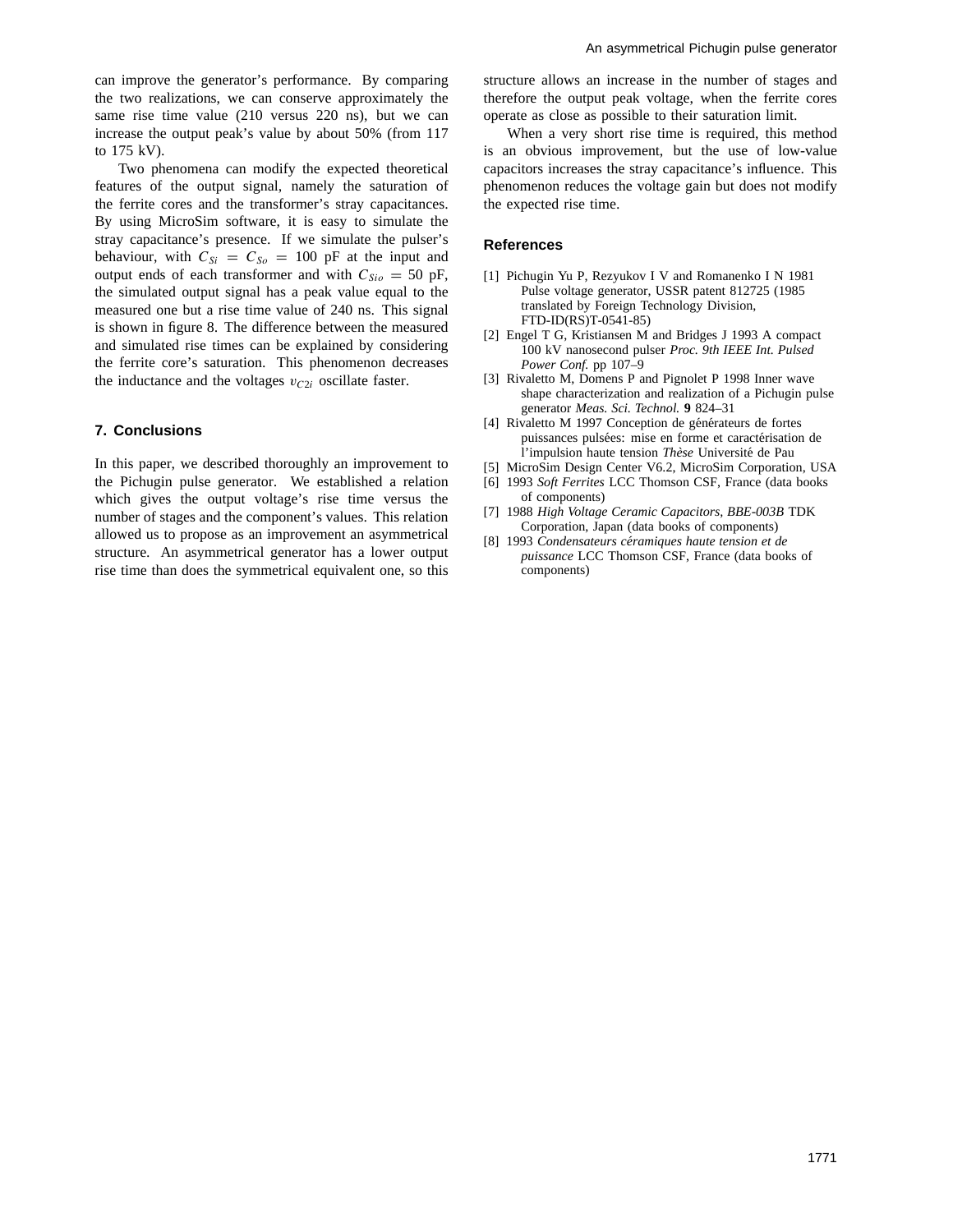can improve the generator's performance. By comparing the two realizations, we can conserve approximately the same rise time value (210 versus 220 ns), but we can increase the output peak's value by about 50% (from 117 to 175 kV).

Two phenomena can modify the expected theoretical features of the output signal, namely the saturation of the ferrite cores and the transformer's stray capacitances. By using MicroSim software, it is easy to simulate the stray capacitance's presence. If we simulate the pulser's behaviour, with $C_{Si} = C_{So} = 100$ pF at the input and output ends of each transformer and with $C_{Sio} = 50$ pF, the simulated output signal has a peak value equal to the measured one but a rise time value of 240 ns. This signal is shown in figure 8. The difference between the measured and simulated rise times can be explained by considering the ferrite core's saturation. This phenomenon decreases the inductance and the voltages $v_{C2i}$ oscillate faster.

## 7. Conclusions

In this paper, we described thoroughly an improvement to the Pichugin pulse generator. We established a relation which gives the output voltage's rise time versus the number of stages and the component's values. This relation allowed us to propose as an improvement an asymmetrical structure. An asymmetrical generator has a lower output rise time than does the symmetrical equivalent one, so this structure allows an increase in the number of stages and therefore the output peak voltage, when the ferrite cores operate as close as possible to their saturation limit.

When a very short rise time is required, this method is an obvious improvement, but the use of low-value capacitors increases the stray capacitance's influence. This phenomenon reduces the voltage gain but does not modify the expected rise time.

## References

[1] Pichugin Yu P, Rezyukov I V and Romanenko I N 1981 Pulse voltage generator, USSR patent 812725 (1985 translated by Foreign Technology Division, FTD-ID(RS)T-0541-85)

[2] Engel T G, Kristiansen M and Bridges J 1993 A compact 100 kV nanosecond pulser *Proc. 9th IEEE Int. Pulsed Power Conf.* pp 107–9

[3] Rivaletto M, Domens P and Pignolet P 1998 Inner wave shape characterization and realization of a Pichugin pulse generator *Meas. Sci. Technol.* **9** 824–31

[4] Rivaletto M 1997 Conception de générateurs de fortes puissances pulsées: mise en forme et caractérisation de l'impulsion haute tension *Thèse* Université de Pau

[5] MicroSim Design Center V6.2, MicroSim Corporation, USA

[6] 1993 *Soft Ferrites* LCC Thomson CSF, France (data books of components)

[7] 1988 *High Voltage Ceramic Capacitors, BBE-003B* TDK Corporation, Japan (data books of components)

[8] 1993 *Condensateurs céramiques haute tension et de puissance* LCC Thomson CSF, France (data books of components)